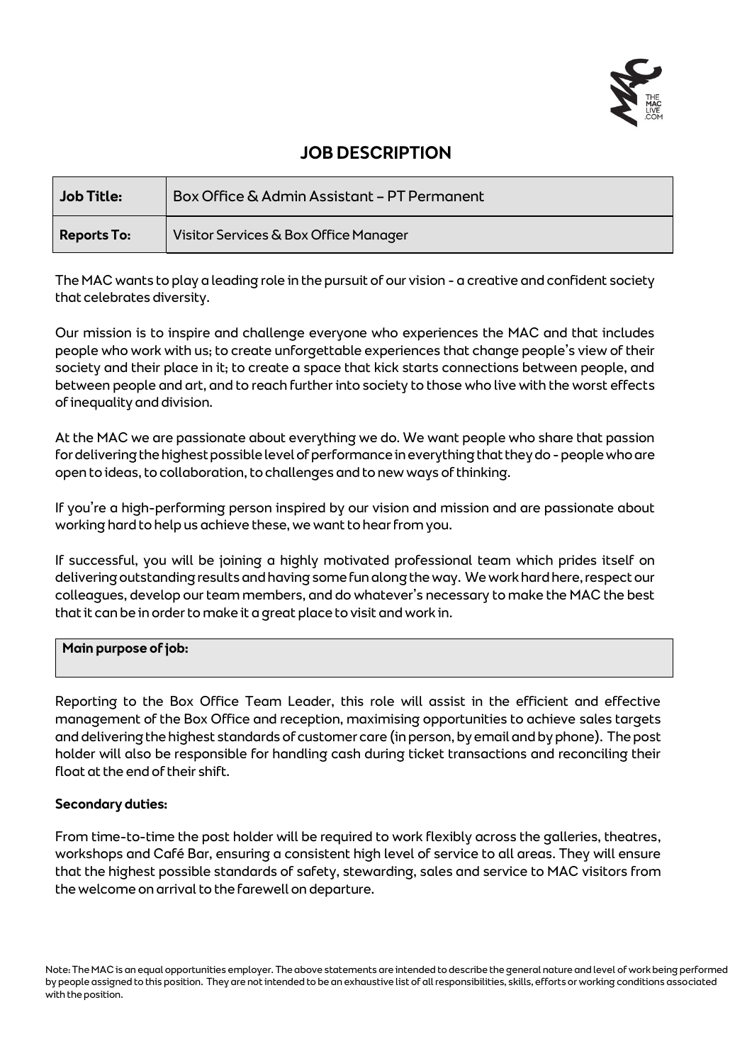# JOB DESCRIPTION

| Job Title: | Box Office & Admin Assistant – PT Permanent |
|---|---|
| **Reports To:** | Visitor Services & Box Office Manager |

The MAC wants to play a leading role in the pursuit of our vision - a creative and confident society that celebrates diversity.

Our mission is to inspire and challenge everyone who experiences the MAC and that includes people who work with us; to create unforgettable experiences that change people's view of their society and their place in it; to create a space that kick starts connections between people, and between people and art, and to reach further into society to those who live with the worst effects of inequality and division.

At the MAC we are passionate about everything we do. We want people who share that passion for delivering the highest possible level of performance in everything that they do - people who are open to ideas, to collaboration, to challenges and to new ways of thinking.

If you're a high-performing person inspired by our vision and mission and are passionate about working hard to help us achieve these, we want to hear from you.

If successful, you will be joining a highly motivated professional team which prides itself on delivering outstanding results and having some fun along the way. We work hard here, respect our colleagues, develop our team members, and do whatever's necessary to make the MAC the best that it can be in order to make it a great place to visit and work in.

## Main purpose of job:

Reporting to the Box Office Team Leader, this role will assist in the efficient and effective management of the Box Office and reception, maximising opportunities to achieve sales targets and delivering the highest standards of customer care (in person, by email and by phone). The post holder will also be responsible for handling cash during ticket transactions and reconciling their float at the end of their shift.

**Secondary duties:**

From time-to-time the post holder will be required to work flexibly across the galleries, theatres, workshops and Café Bar, ensuring a consistent high level of service to all areas. They will ensure that the highest possible standards of safety, stewarding, sales and service to MAC visitors from the welcome on arrival to the farewell on departure.

Note: The MAC is an equal opportunities employer. The above statements are intended to describe the general nature and level of work being performed by people assigned to this position. They are not intended to be an exhaustive list of all responsibilities, skills, efforts or working conditions associated with the position.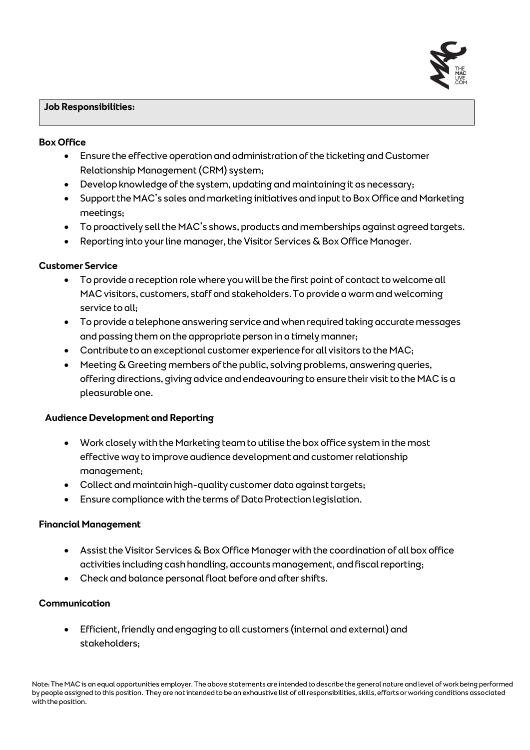**Job Responsibilities:**

**Box Office**

- Ensure the effective operation and administration of the ticketing and Customer Relationship Management (CRM) system;
- Develop knowledge of the system, updating and maintaining it as necessary;
- Support the MAC's sales and marketing initiatives and input to Box Office and Marketing meetings;
- To proactively sell the MAC's shows, products and memberships against agreed targets.
- Reporting into your line manager, the Visitor Services & Box Office Manager.

**Customer Service**

- To provide a reception role where you will be the first point of contact to welcome all MAC visitors, customers, staff and stakeholders. To provide a warm and welcoming service to all;
- To provide a telephone answering service and when required taking accurate messages and passing them on the appropriate person in a timely manner;
- Contribute to an exceptional customer experience for all visitors to the MAC;
- Meeting & Greeting members of the public, solving problems, answering queries, offering directions, giving advice and endeavouring to ensure their visit to the MAC is a pleasurable one.

**Audience Development and Reporting**

- Work closely with the Marketing team to utilise the box office system in the most effective way to improve audience development and customer relationship management;
- Collect and maintain high-quality customer data against targets;
- Ensure compliance with the terms of Data Protection legislation.

**Financial Management**

- Assist the Visitor Services & Box Office Manager with the coordination of all box office activities including cash handling, accounts management, and fiscal reporting;
- Check and balance personal float before and after shifts.

**Communication**

- Efficient, friendly and engaging to all customers (internal and external) and stakeholders;

Note: The MAC is an equal opportunities employer. The above statements are intended to describe the general nature and level of work being performed by people assigned to this position. They are not intended to be an exhaustive list of all responsibilities, skills, efforts or working conditions associated with the position.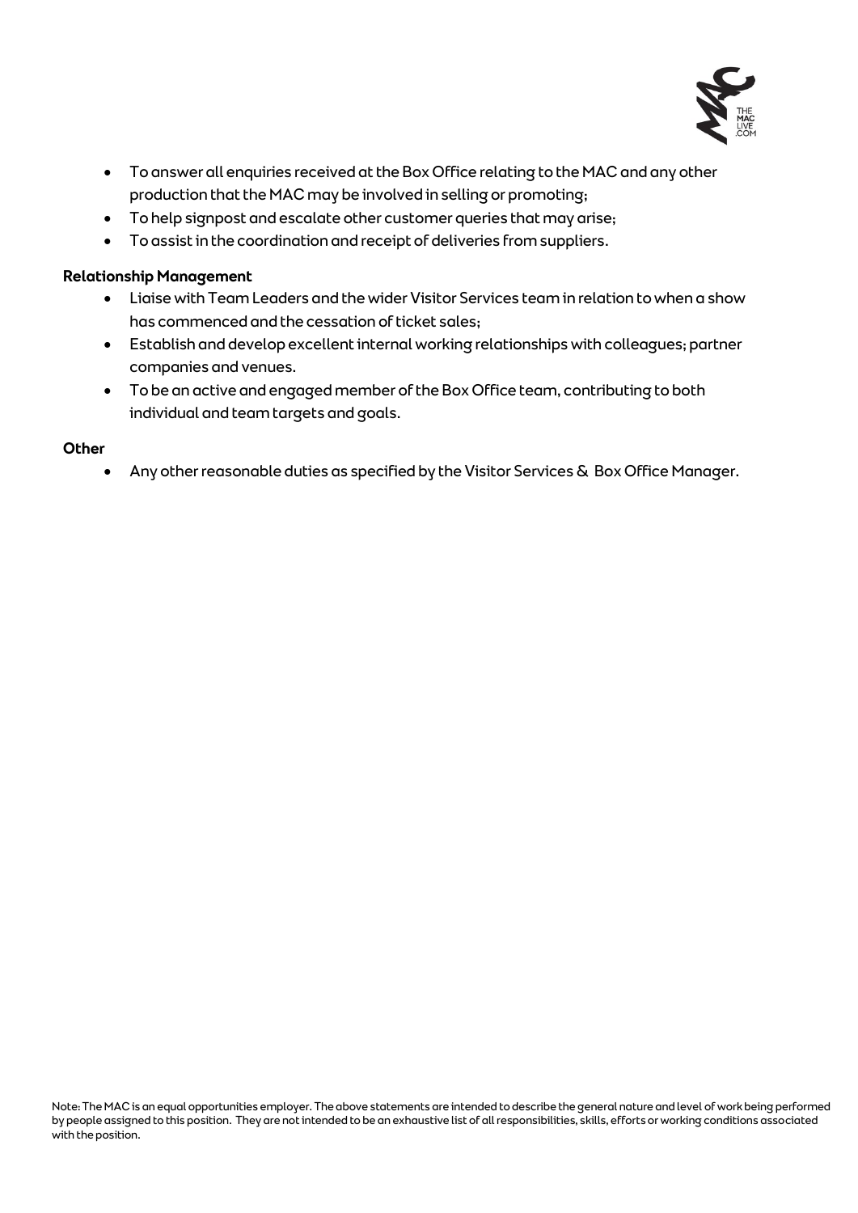- To answer all enquiries received at the Box Office relating to the MAC and any other production that the MAC may be involved in selling or promoting;
- To help signpost and escalate other customer queries that may arise;
- To assist in the coordination and receipt of deliveries from suppliers.

**Relationship Management**

- Liaise with Team Leaders and the wider Visitor Services team in relation to when a show has commenced and the cessation of ticket sales;
- Establish and develop excellent internal working relationships with colleagues; partner companies and venues.
- To be an active and engaged member of the Box Office team, contributing to both individual and team targets and goals.

**Other**

- Any other reasonable duties as specified by the Visitor Services & Box Office Manager.

Note: The MAC is an equal opportunities employer. The above statements are intended to describe the general nature and level of work being performed by people assigned to this position. They are not intended to be an exhaustive list of all responsibilities, skills, efforts or working conditions associated with the position.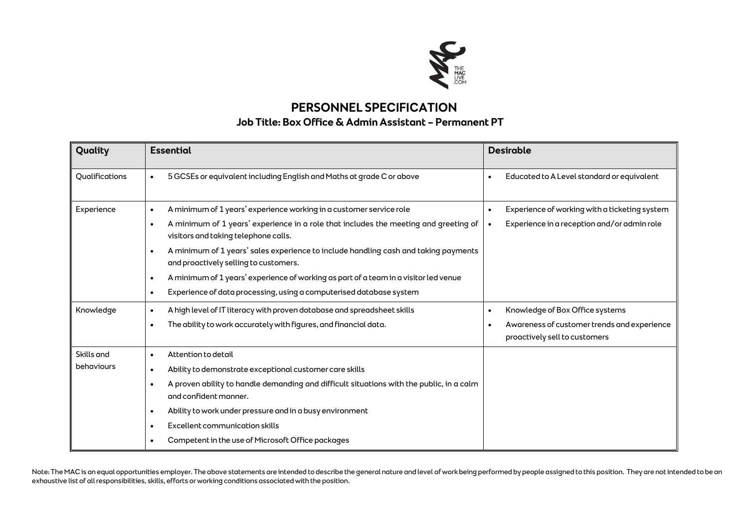# PERSONNEL SPECIFICATION

## Job Title: Box Office & Admin Assistant – Permanent PT

| Quality | Essential | Desirable |
|---|---|---|
| Qualifications | • 5 GCSEs or equivalent including English and Maths at grade C or above | • Educated to A Level standard or equivalent |
| Experience | • A minimum of 1 years' experience working in a customer service role<br>• A minimum of 1 years' experience in a role that includes the meeting and greeting of visitors and taking telephone calls.<br>• A minimum of 1 years' sales experience to include handling cash and taking payments and proactively selling to customers.<br>• A minimum of 1 years' experience of working as part of a team in a visitor led venue<br>• Experience of data processing, using a computerised database system | • Experience of working with a ticketing system<br>• Experience in a reception and/or admin role |
| Knowledge | • A high level of IT literacy with proven database and spreadsheet skills<br>• The ability to work accurately with figures, and financial data. | • Knowledge of Box Office systems<br>• Awareness of customer trends and experience proactively sell to customers |
| Skills and behaviours | • Attention to detail<br>• Ability to demonstrate exceptional customer care skills<br>• A proven ability to handle demanding and difficult situations with the public, in a calm and confident manner.<br>• Ability to work under pressure and in a busy environment<br>• Excellent communication skills<br>• Competent in the use of Microsoft Office packages | |

Note: The MAC is an equal opportunities employer. The above statements are intended to describe the general nature and level of work being performed by people assigned to this position. They are not intended to be an exhaustive list of all responsibilities, skills, efforts or working conditions associated with the position.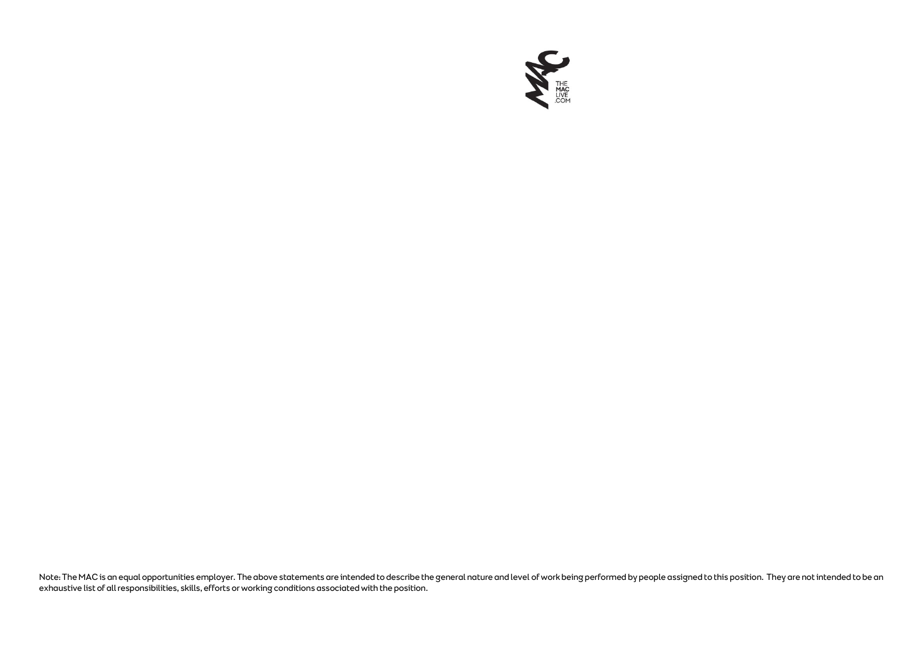Note: The MAC is an equal opportunities employer. The above statements are intended to describe the general nature and level of work being performed by people assigned to this position. They are not intended to be an exhaustive list of all responsibilities, skills, efforts or working conditions associated with the position.